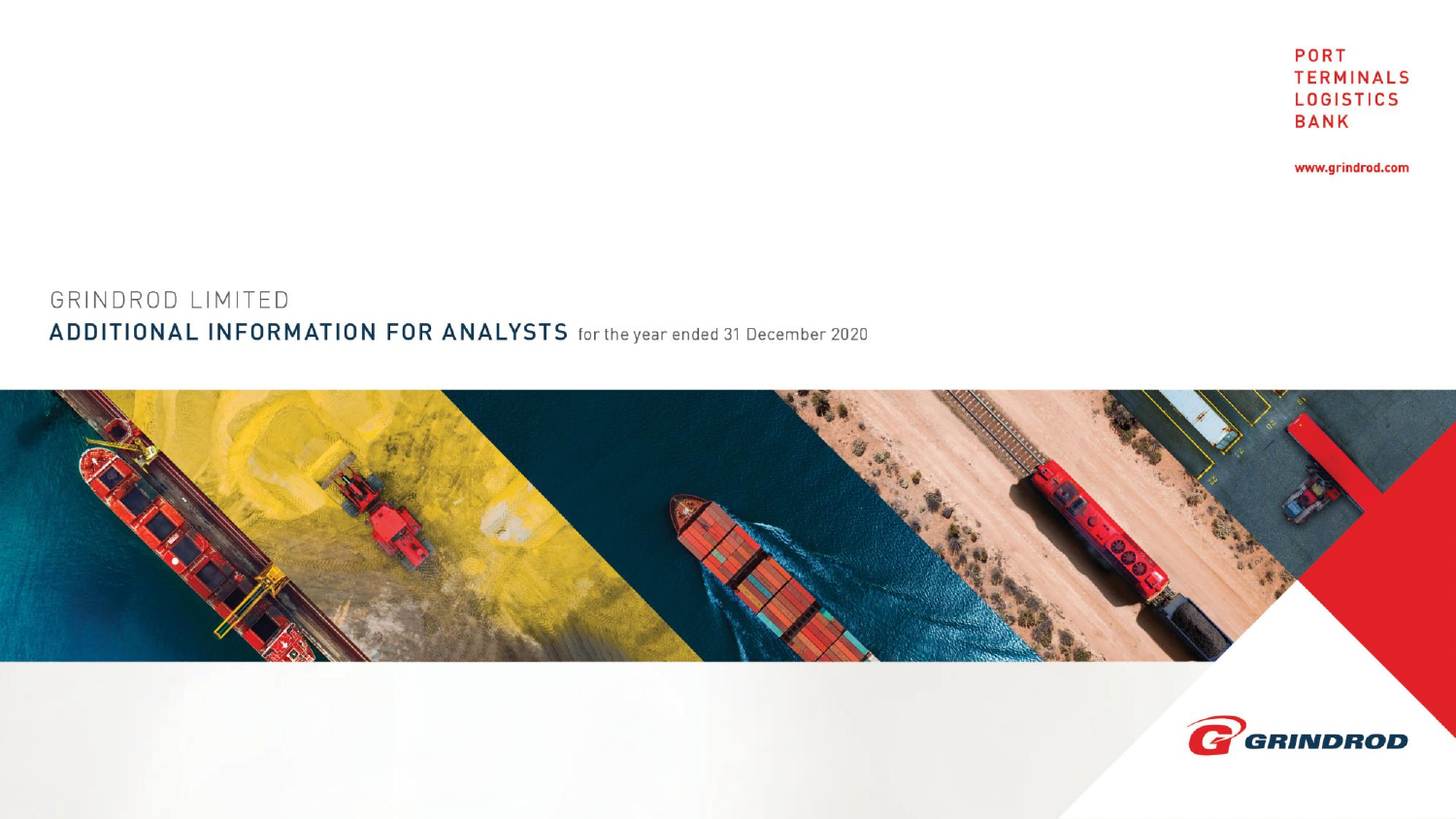PORT
TERMINALS
LOGISTICS
BANK

www.grindrod.com

# GRINDROD LIMITED

## ADDITIONAL INFORMATION FOR ANALYSTS for the year ended 31 December 2020

GRINDROD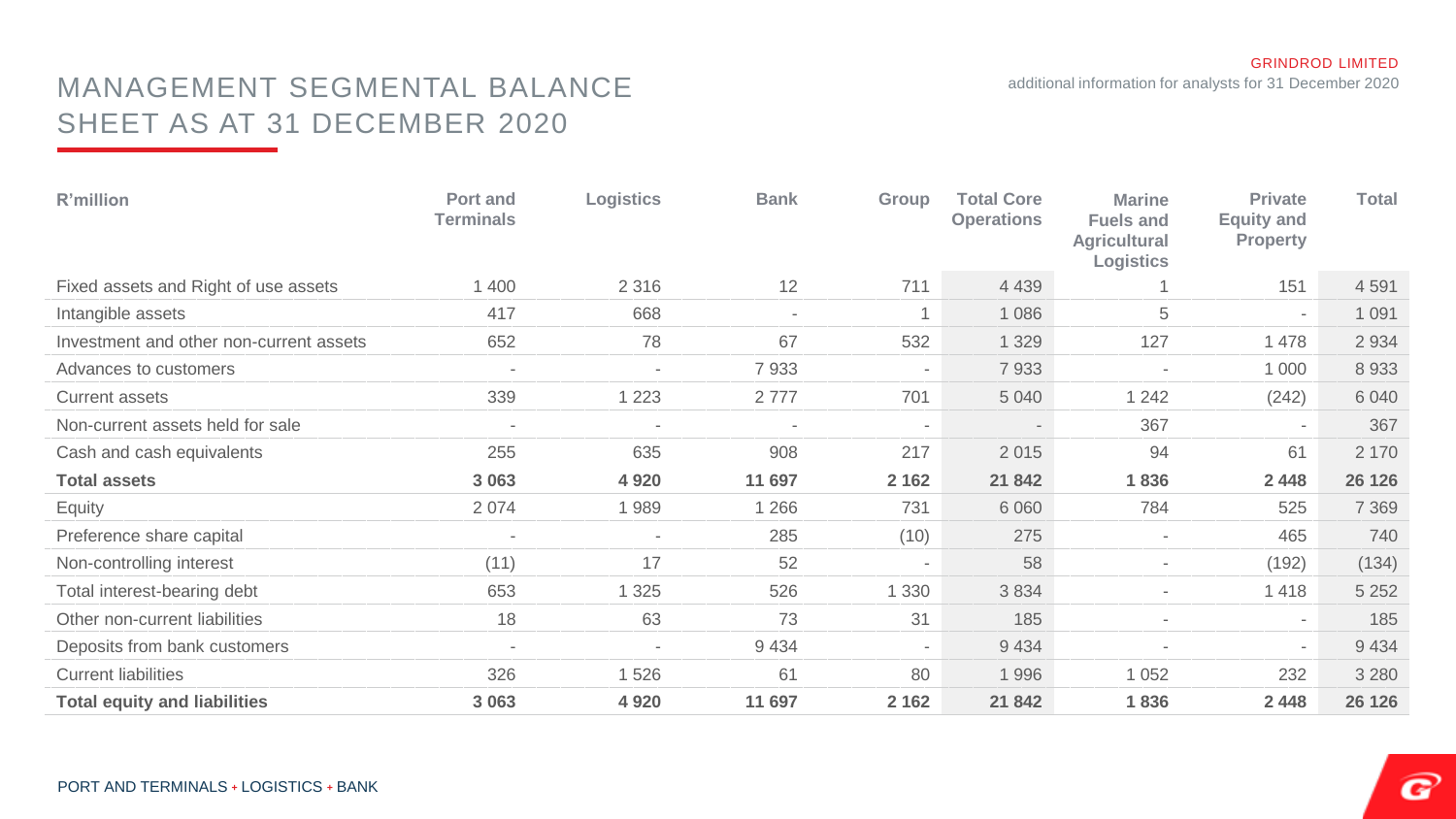# MANAGEMENT SEGMENTAL BALANCE SHEET AS AT 31 DECEMBER 2020

GRINDROD LIMITED
additional information for analysts for 31 December 2020

| R'million | Port and Terminals | Logistics | Bank | Group | Total Core Operations | Marine Fuels and Agricultural Logistics | Private Equity and Property | Total |
|---|---|---|---|---|---|---|---|---|
| Fixed assets and Right of use assets | 1 400 | 2 316 | 12 | 711 | 4 439 | 1 | 151 | 4 591 |
| Intangible assets | 417 | 668 | - | 1 | 1 086 | 5 | - | 1 091 |
| Investment and other non-current assets | 652 | 78 | 67 | 532 | 1 329 | 127 | 1 478 | 2 934 |
| Advances to customers | - | - | 7 933 | - | 7 933 | - | 1 000 | 8 933 |
| Current assets | 339 | 1 223 | 2 777 | 701 | 5 040 | 1 242 | (242) | 6 040 |
| Non-current assets held for sale | - | - | - | - | - | 367 | - | 367 |
| Cash and cash equivalents | 255 | 635 | 908 | 217 | 2 015 | 94 | 61 | 2 170 |
| **Total assets** | **3 063** | **4 920** | **11 697** | **2 162** | **21 842** | **1 836** | **2 448** | **26 126** |
| Equity | 2 074 | 1 989 | 1 266 | 731 | 6 060 | 784 | 525 | 7 369 |
| Preference share capital | - | - | 285 | (10) | 275 | - | 465 | 740 |
| Non-controlling interest | (11) | 17 | 52 | - | 58 | - | (192) | (134) |
| Total interest-bearing debt | 653 | 1 325 | 526 | 1 330 | 3 834 | - | 1 418 | 5 252 |
| Other non-current liabilities | 18 | 63 | 73 | 31 | 185 | - | - | 185 |
| Deposits from bank customers | - | - | 9 434 | - | 9 434 | - | - | 9 434 |
| Current liabilities | 326 | 1 526 | 61 | 80 | 1 996 | 1 052 | 232 | 3 280 |
| **Total equity and liabilities** | **3 063** | **4 920** | **11 697** | **2 162** | **21 842** | **1 836** | **2 448** | **26 126** |

PORT AND TERMINALS + LOGISTICS + BANK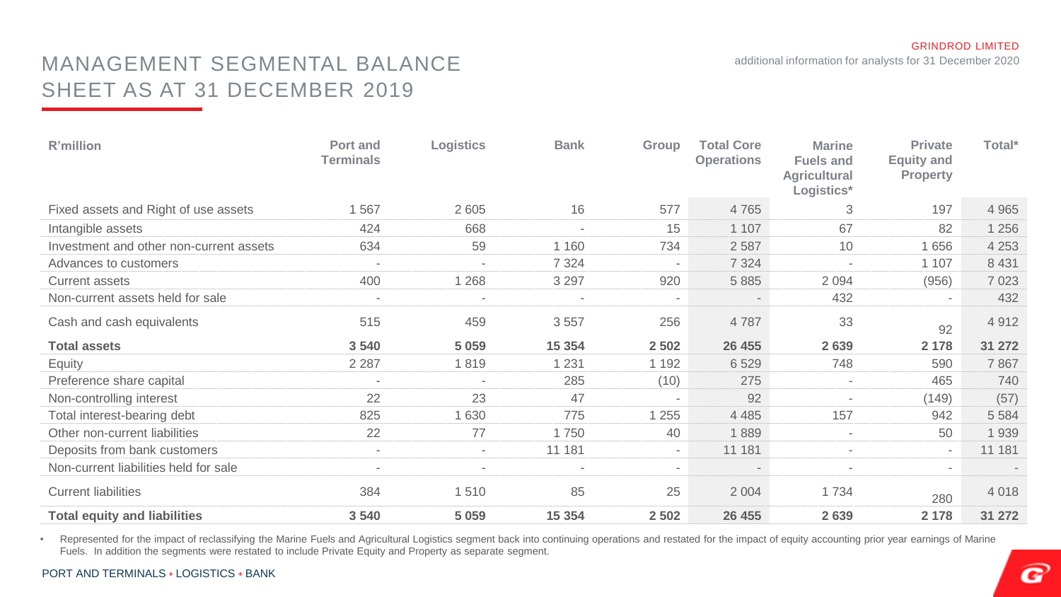# MANAGEMENT SEGMENTAL BALANCE SHEET AS AT 31 DECEMBER 2019

| R'million | Port and Terminals | Logistics | Bank | Group | Total Core Operations | Marine Fuels and Agricultural Logistics* | Private Equity and Property | Total* |
|---|---|---|---|---|---|---|---|---|
| Fixed assets and Right of use assets | 1 567 | 2 605 | 16 | 577 | 4 765 | 3 | 197 | 4 965 |
| Intangible assets | 424 | 668 | - | 15 | 1 107 | 67 | 82 | 1 256 |
| Investment and other non-current assets | 634 | 59 | 1 160 | 734 | 2 587 | 10 | 1 656 | 4 253 |
| Advances to customers | - | - | 7 324 | - | 7 324 | - | 1 107 | 8 431 |
| Current assets | 400 | 1 268 | 3 297 | 920 | 5 885 | 2 094 | (956) | 7 023 |
| Non-current assets held for sale | - | - | - | - | - | 432 | - | 432 |
| Cash and cash equivalents | 515 | 459 | 3 557 | 256 | 4 787 | 33 | 92 | 4 912 |
| **Total assets** | **3 540** | **5 059** | **15 354** | **2 502** | **26 455** | **2 639** | **2 178** | **31 272** |
| Equity | 2 287 | 1 819 | 1 231 | 1 192 | 6 529 | 748 | 590 | 7 867 |
| Preference share capital | - | - | 285 | (10) | 275 | - | 465 | 740 |
| Non-controlling interest | 22 | 23 | 47 | - | 92 | - | (149) | (57) |
| Total interest-bearing debt | 825 | 1 630 | 775 | 1 255 | 4 485 | 157 | 942 | 5 584 |
| Other non-current liabilities | 22 | 77 | 1 750 | 40 | 1 889 | - | 50 | 1 939 |
| Deposits from bank customers | - | - | 11 181 | - | 11 181 | - | - | 11 181 |
| Non-current liabilities held for sale | - | - | - | - | - | - | - | - |
| Current liabilities | 384 | 1 510 | 85 | 25 | 2 004 | 1 734 | 280 | 4 018 |
| **Total equity and liabilities** | **3 540** | **5 059** | **15 354** | **2 502** | **26 455** | **2 639** | **2 178** | **31 272** |

- Represented for the impact of reclassifying the Marine Fuels and Agricultural Logistics segment back into continuing operations and restated for the impact of equity accounting prior year earnings of Marine Fuels. In addition the segments were restated to include Private Equity and Property as separate segment.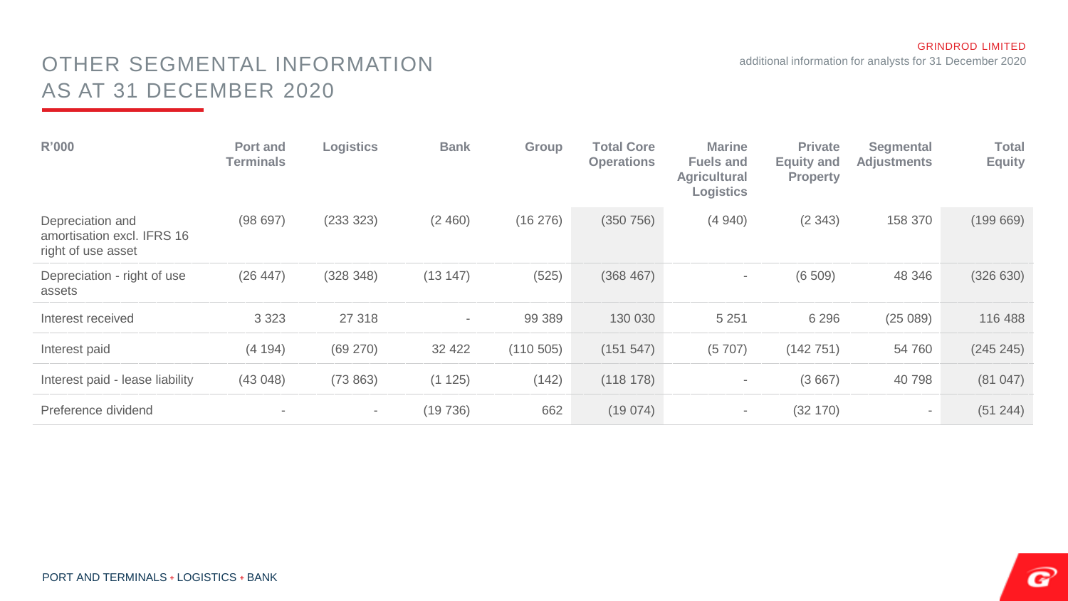# OTHER SEGMENTAL INFORMATION AS AT 31 DECEMBER 2020

| R'000 | Port and Terminals | Logistics | Bank | Group | Total Core Operations | Marine Fuels and Agricultural Logistics | Private Equity and Property | Segmental Adjustments | Total Equity |
|---|---|---|---|---|---|---|---|---|---|
| Depreciation and amortisation excl. IFRS 16 right of use asset | (98 697) | (233 323) | (2 460) | (16 276) | (350 756) | (4 940) | (2 343) | 158 370 | (199 669) |
| Depreciation - right of use assets | (26 447) | (328 348) | (13 147) | (525) | (368 467) | - | (6 509) | 48 346 | (326 630) |
| Interest received | 3 323 | 27 318 | - | 99 389 | 130 030 | 5 251 | 6 296 | (25 089) | 116 488 |
| Interest paid | (4 194) | (69 270) | 32 422 | (110 505) | (151 547) | (5 707) | (142 751) | 54 760 | (245 245) |
| Interest paid - lease liability | (43 048) | (73 863) | (1 125) | (142) | (118 178) | - | (3 667) | 40 798 | (81 047) |
| Preference dividend | - | - | (19 736) | 662 | (19 074) | - | (32 170) | - | (51 244) |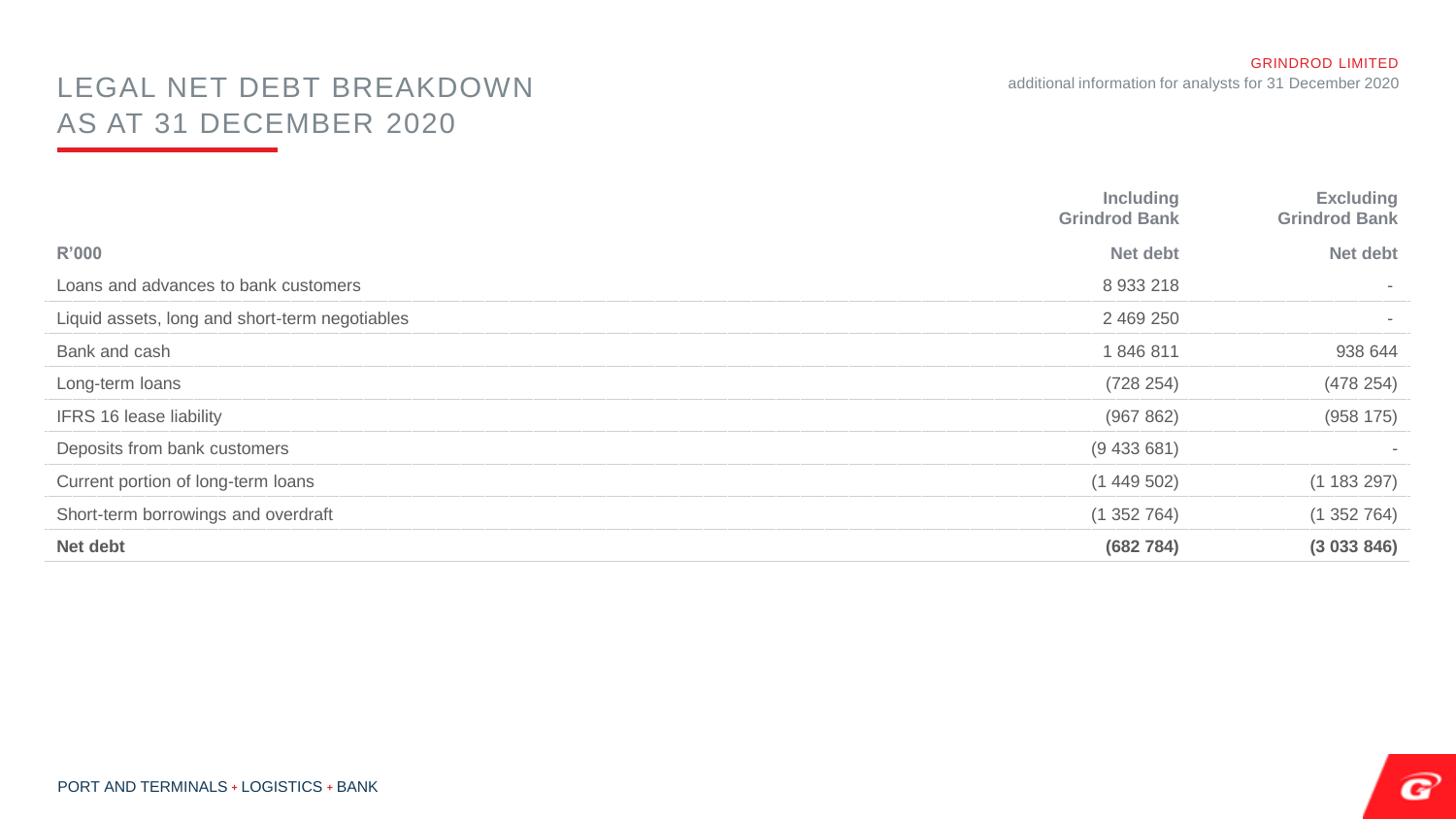# LEGAL NET DEBT BREAKDOWN AS AT 31 DECEMBER 2020

| | Including Grindrod Bank | Excluding Grindrod Bank |
|---|---|---|
| **R'000** | **Net debt** | **Net debt** |
| Loans and advances to bank customers | 8 933 218 | - |
| Liquid assets, long and short-term negotiables | 2 469 250 | - |
| Bank and cash | 1 846 811 | 938 644 |
| Long-term loans | (728 254) | (478 254) |
| IFRS 16 lease liability | (967 862) | (958 175) |
| Deposits from bank customers | (9 433 681) | - |
| Current portion of long-term loans | (1 449 502) | (1 183 297) |
| Short-term borrowings and overdraft | (1 352 764) | (1 352 764) |
| **Net debt** | **(682 784)** | **(3 033 846)** |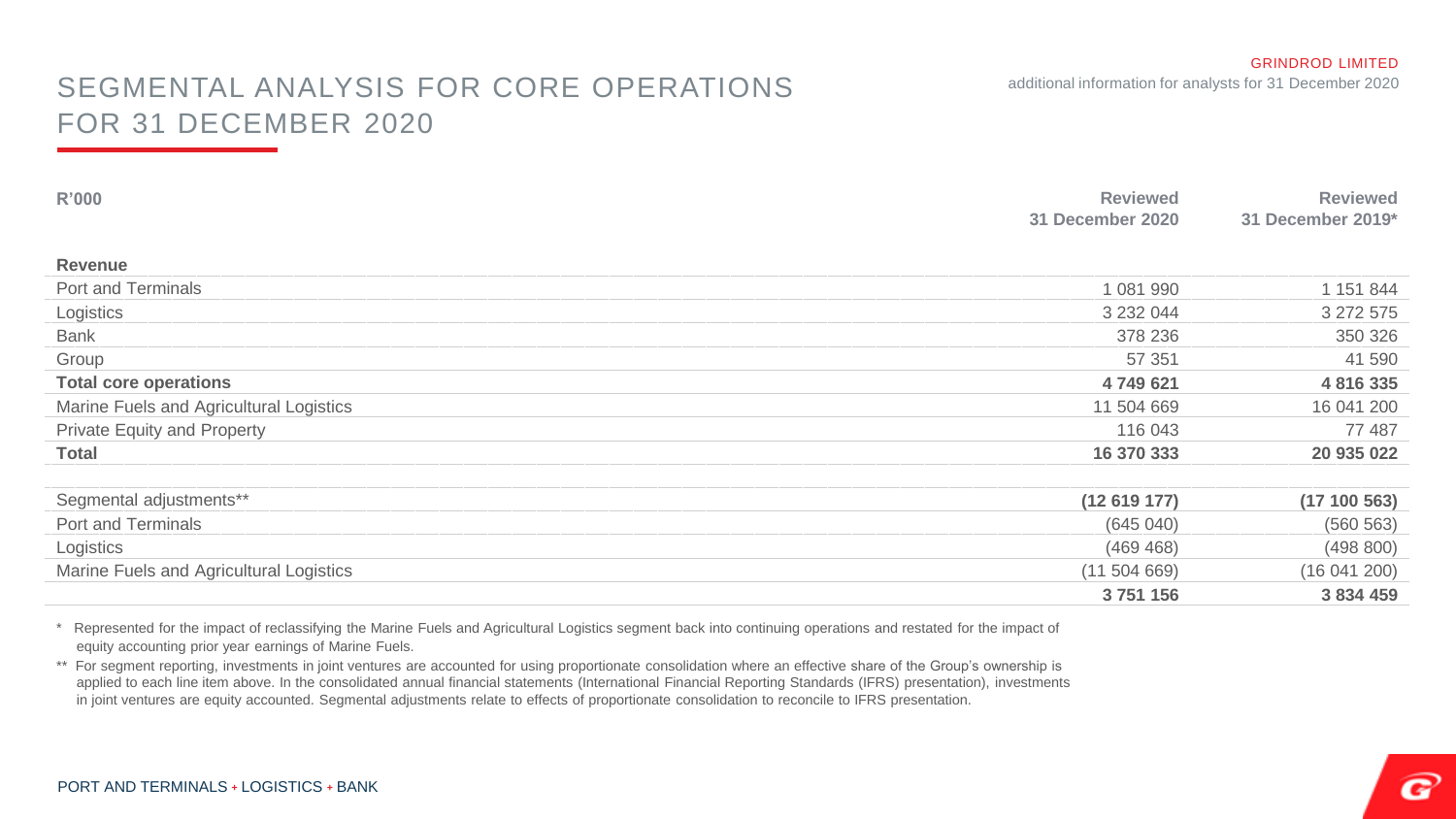# SEGMENTAL ANALYSIS FOR CORE OPERATIONS FOR 31 DECEMBER 2020

| R'000 | Reviewed 31 December 2020 | Reviewed 31 December 2019* |
|---|---|---|
| **Revenue** | | |
| Port and Terminals | 1 081 990 | 1 151 844 |
| Logistics | 3 232 044 | 3 272 575 |
| Bank | 378 236 | 350 326 |
| Group | 57 351 | 41 590 |
| **Total core operations** | **4 749 621** | **4 816 335** |
| Marine Fuels and Agricultural Logistics | 11 504 669 | 16 041 200 |
| Private Equity and Property | 116 043 | 77 487 |
| **Total** | **16 370 333** | **20 935 022** |
| | | |
| Segmental adjustments** | **(12 619 177)** | **(17 100 563)** |
| Port and Terminals | (645 040) | (560 563) |
| Logistics | (469 468) | (498 800) |
| Marine Fuels and Agricultural Logistics | (11 504 669) | (16 041 200) |
| | **3 751 156** | **3 834 459** |

\* Represented for the impact of reclassifying the Marine Fuels and Agricultural Logistics segment back into continuing operations and restated for the impact of equity accounting prior year earnings of Marine Fuels.

\*\* For segment reporting, investments in joint ventures are accounted for using proportionate consolidation where an effective share of the Group's ownership is applied to each line item above. In the consolidated annual financial statements (International Financial Reporting Standards (IFRS) presentation), investments in joint ventures are equity accounted. Segmental adjustments relate to effects of proportionate consolidation to reconcile to IFRS presentation.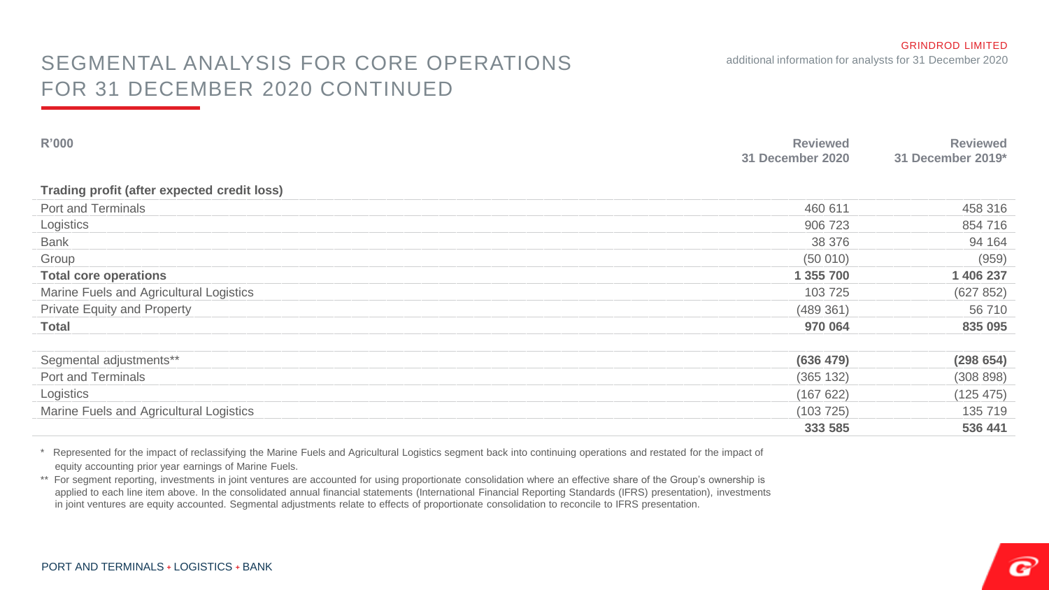# SEGMENTAL ANALYSIS FOR CORE OPERATIONS FOR 31 DECEMBER 2020 CONTINUED

| R'000 | Reviewed 31 December 2020 | Reviewed 31 December 2019* |
|---|---|---|
| **Trading profit (after expected credit loss)** | | |
| Port and Terminals | 460 611 | 458 316 |
| Logistics | 906 723 | 854 716 |
| Bank | 38 376 | 94 164 |
| Group | (50 010) | (959) |
| **Total core operations** | **1 355 700** | **1 406 237** |
| Marine Fuels and Agricultural Logistics | 103 725 | (627 852) |
| Private Equity and Property | (489 361) | 56 710 |
| **Total** | **970 064** | **835 095** |
| | | |
| Segmental adjustments** | **(636 479)** | **(298 654)** |
| Port and Terminals | (365 132) | (308 898) |
| Logistics | (167 622) | (125 475) |
| Marine Fuels and Agricultural Logistics | (103 725) | 135 719 |
| | **333 585** | **536 441** |

\* Represented for the impact of reclassifying the Marine Fuels and Agricultural Logistics segment back into continuing operations and restated for the impact of equity accounting prior year earnings of Marine Fuels.

\*\* For segment reporting, investments in joint ventures are accounted for using proportionate consolidation where an effective share of the Group's ownership is applied to each line item above. In the consolidated annual financial statements (International Financial Reporting Standards (IFRS) presentation), investments in joint ventures are equity accounted. Segmental adjustments relate to effects of proportionate consolidation to reconcile to IFRS presentation.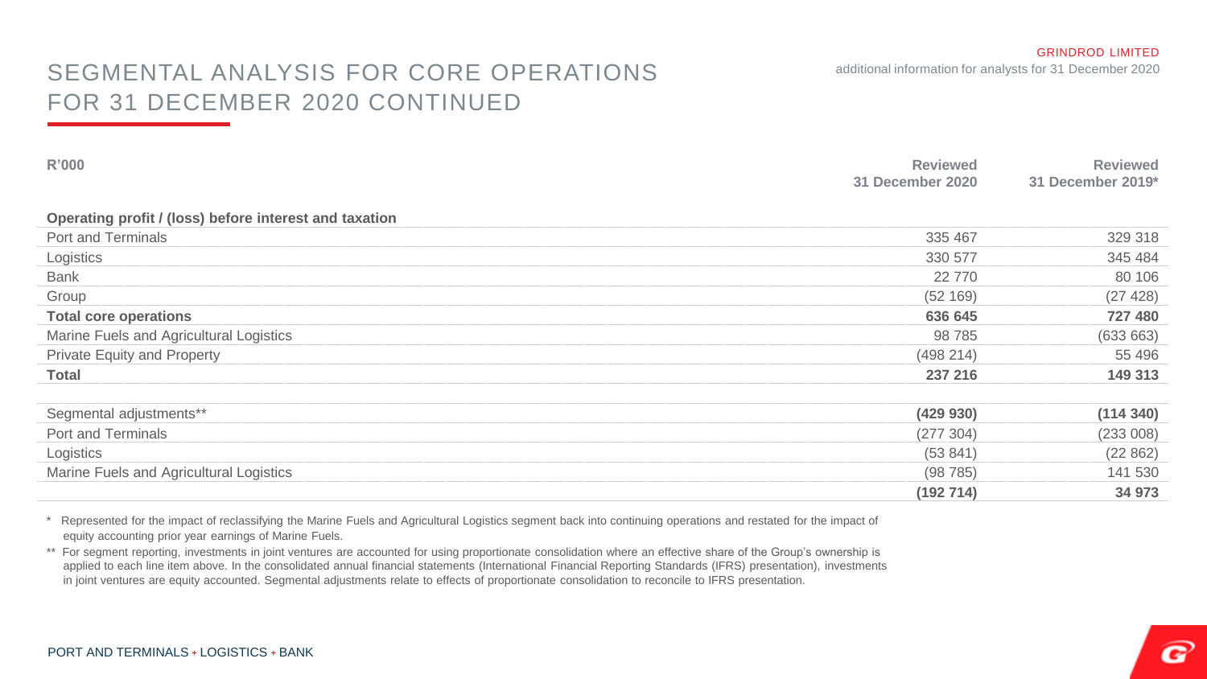# SEGMENTAL ANALYSIS FOR CORE OPERATIONS FOR 31 DECEMBER 2020 CONTINUED

| R'000 | Reviewed 31 December 2020 | Reviewed 31 December 2019* |
|---|---|---|
| **Operating profit / (loss) before interest and taxation** | | |
| Port and Terminals | 335 467 | 329 318 |
| Logistics | 330 577 | 345 484 |
| Bank | 22 770 | 80 106 |
| Group | (52 169) | (27 428) |
| **Total core operations** | **636 645** | **727 480** |
| Marine Fuels and Agricultural Logistics | 98 785 | (633 663) |
| Private Equity and Property | (498 214) | 55 496 |
| **Total** | **237 216** | **149 313** |
| | | |
| Segmental adjustments** | **(429 930)** | **(114 340)** |
| Port and Terminals | (277 304) | (233 008) |
| Logistics | (53 841) | (22 862) |
| Marine Fuels and Agricultural Logistics | (98 785) | 141 530 |
| | **(192 714)** | **34 973** |

\* Represented for the impact of reclassifying the Marine Fuels and Agricultural Logistics segment back into continuing operations and restated for the impact of equity accounting prior year earnings of Marine Fuels.

\*\* For segment reporting, investments in joint ventures are accounted for using proportionate consolidation where an effective share of the Group's ownership is applied to each line item above. In the consolidated annual financial statements (International Financial Reporting Standards (IFRS) presentation), investments in joint ventures are equity accounted. Segmental adjustments relate to effects of proportionate consolidation to reconcile to IFRS presentation.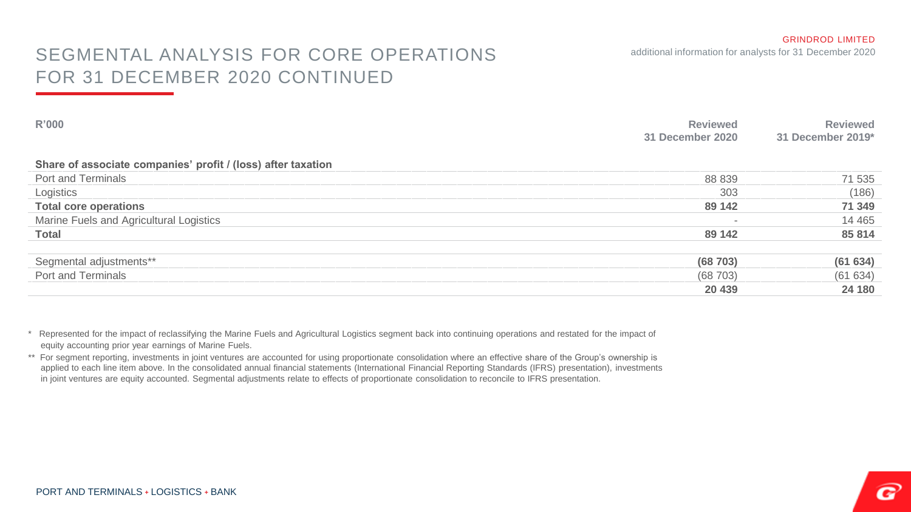# SEGMENTAL ANALYSIS FOR CORE OPERATIONS FOR 31 DECEMBER 2020 CONTINUED

| R'000 | Reviewed 31 December 2020 | Reviewed 31 December 2019* |
|---|---|---|
| **Share of associate companies' profit / (loss) after taxation** | | |
| Port and Terminals | 88 839 | 71 535 |
| Logistics | 303 | (186) |
| **Total core operations** | **89 142** | **71 349** |
| Marine Fuels and Agricultural Logistics | - | 14 465 |
| **Total** | **89 142** | **85 814** |
| | | |
| Segmental adjustments** | **(68 703)** | **(61 634)** |
| Port and Terminals | (68 703) | (61 634) |
| | **20 439** | **24 180** |

\* Represented for the impact of reclassifying the Marine Fuels and Agricultural Logistics segment back into continuing operations and restated for the impact of equity accounting prior year earnings of Marine Fuels.

\** For segment reporting, investments in joint ventures are accounted for using proportionate consolidation where an effective share of the Group's ownership is applied to each line item above. In the consolidated annual financial statements (International Financial Reporting Standards (IFRS) presentation), investments in joint ventures are equity accounted. Segmental adjustments relate to effects of proportionate consolidation to reconcile to IFRS presentation.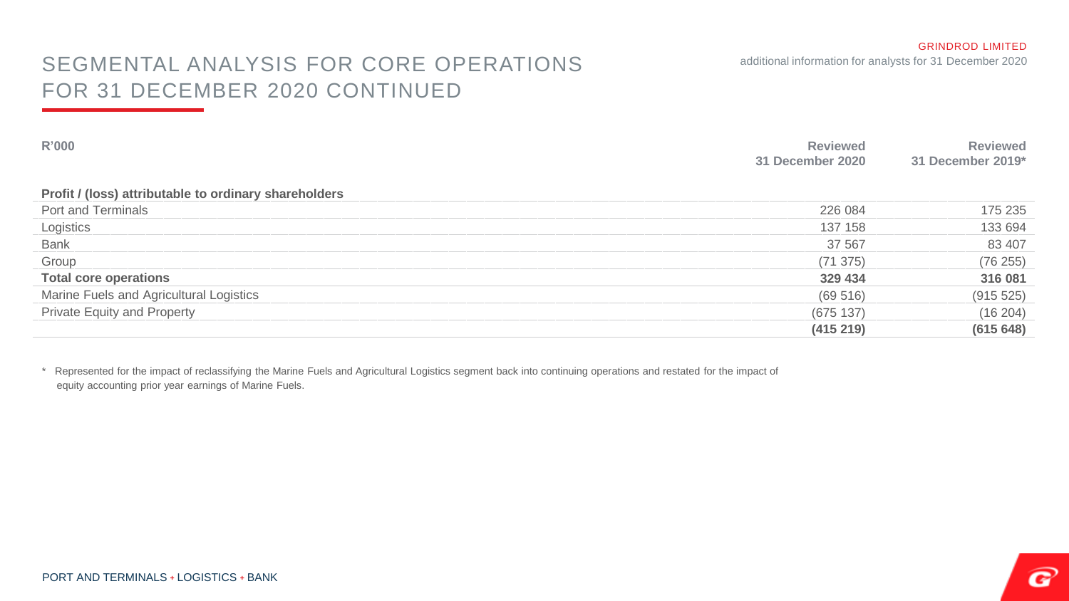# SEGMENTAL ANALYSIS FOR CORE OPERATIONS FOR 31 DECEMBER 2020 CONTINUED

| R'000 | Reviewed 31 December 2020 | Reviewed 31 December 2019* |
|---|---|---|
| **Profit / (loss) attributable to ordinary shareholders** | | |
| Port and Terminals | 226 084 | 175 235 |
| Logistics | 137 158 | 133 694 |
| Bank | 37 567 | 83 407 |
| Group | (71 375) | (76 255) |
| **Total core operations** | **329 434** | **316 081** |
| Marine Fuels and Agricultural Logistics | (69 516) | (915 525) |
| Private Equity and Property | (675 137) | (16 204) |
| | **(415 219)** | **(615 648)** |

* Represented for the impact of reclassifying the Marine Fuels and Agricultural Logistics segment back into continuing operations and restated for the impact of equity accounting prior year earnings of Marine Fuels.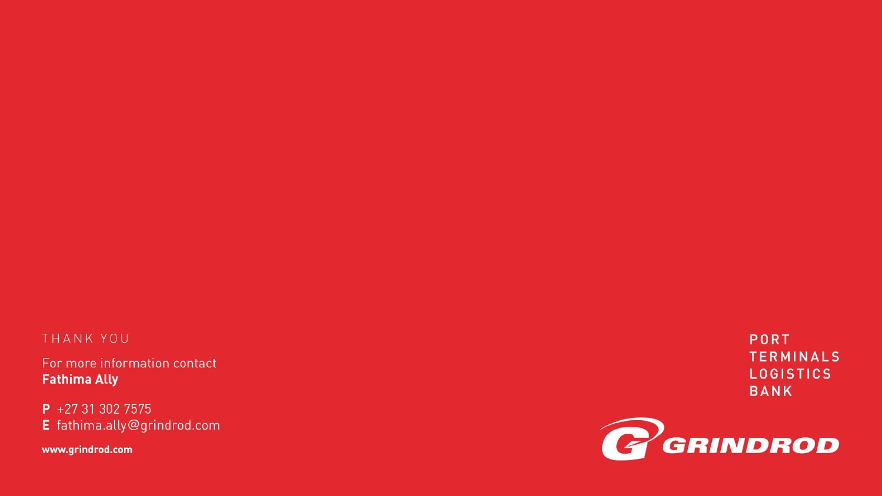THANK YOU

For more information contact
**Fathima Ally**

**P** +27 31 302 7575
**E** fathima.ally@grindrod.com

**www.grindrod.com**

**PORT**
**TERMINALS**
**LOGISTICS**
**BANK**

GRINDROD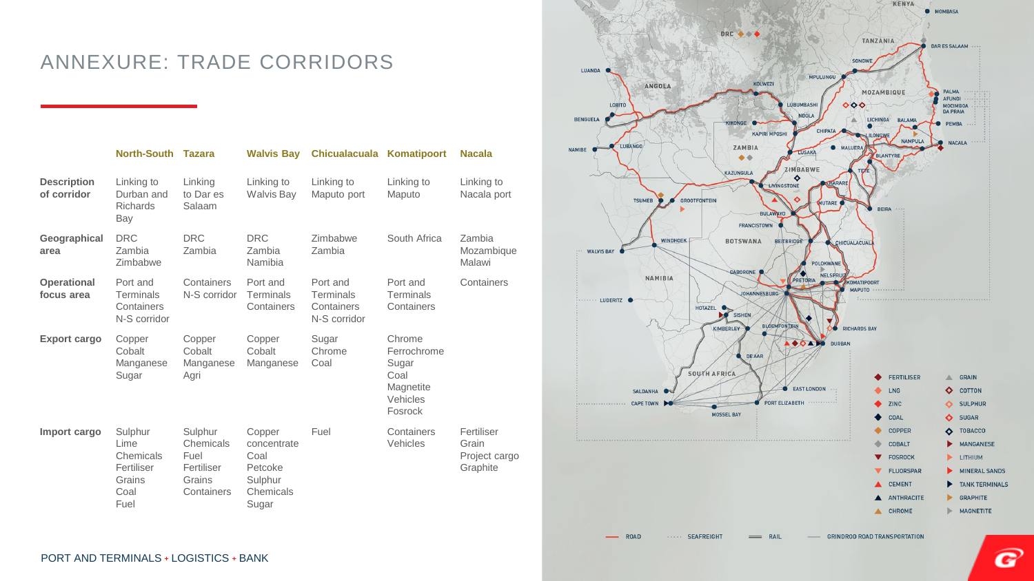# ANNEXURE: TRADE CORRIDORS

| | North-South | Tazara | Walvis Bay | Chicualacuala | Komatipoort | Nacala |
|---|---|---|---|---|---|---|
| **Description of corridor** | Linking to Durban and Richards Bay | Linking to Dar es Salaam | Linking to Walvis Bay | Linking to Maputo port | Linking to Maputo | Linking to Nacala port |
| **Geographical area** | DRC Zambia Zimbabwe | DRC Zambia | DRC Zambia Namibia | Zimbabwe Zambia | South Africa | Zambia Mozambique Malawi |
| **Operational focus area** | Port and Terminals Containers N-S corridor | Containers N-S corridor | Port and Terminals Containers | Port and Terminals Containers N-S corridor | Port and Terminals Containers | Containers |
| **Export cargo** | Copper Cobalt Manganese Sugar | Copper Cobalt Manganese Agri | Copper Cobalt Manganese | Sugar Chrome Coal | Chrome Ferrochrome Sugar Coal Magnetite Vehicles Fosrock | |
| **Import cargo** | Sulphur Lime Chemicals Fertiliser Grains Coal Fuel | Sulphur Chemicals Fuel Fertiliser Grains Containers | Copper concentrate Coal Petcoke Sulphur Chemicals Sugar | Fuel | Containers Vehicles | Fertiliser Grain Project cargo Graphite |

KENYA
MOMBASA
DRC
TANZANIA
DAR ES SALAAM
LUANDA
SONGWE
MPULUNGU
ANGOLA
KOLWEZI
MOZAMBIQUE
PALMA
AFUNGI
MOCIMBOA DA PRAIA
LOBITO
LUBUMBASHI
NDOLA
BENGUELA
KIKONGE
LICHINGA
BALAMA
PEMBA
KAPIRI MPOSHI
CHIPATA
LILONGWE
NAMPULA
NAMIBE
LUBANGO
ZAMBIA
MALUERA
NACALA
LUSAKA
BLANTYRE
KAZUNGULA
ZIMBABWE
TETE
LIVINGSTONE
HARARE
TSUMEB
GROOTFONTEIN
MUTARE
BULAWAYO
BEIRA
FRANCISTOWN
WINDHOEK
BOTSWANA
BEITBRIDGE
CHICUALACUALA
WALVIS BAY
POLOKWANE
NAMIBIA
GABORONE
NELSPRUIT
PRETORIA
KOMATIPOORT
MAPUTO
LUDERITZ
JOHANNESBURG
HOTAZEL
SISHEN
KIMBERLEY
BLOEMFONTEIN
RICHARDS BAY
DURBAN
DE AAR
SOUTH AFRICA
SALDANHA
EAST LONDON
CAPE TOWN
PORT ELIZABETH
MOSSEL BAY

FERTILISER
GRAIN
LNG
COTTON
ZINC
SULPHUR
COAL
SUGAR
COPPER
TOBACCO
COBALT
MANGANESE
FOSROCK
LITHIUM
FLUORSPAR
MINERAL SANDS
CEMENT
TANK TERMINALS
ANTHRACITE
GRAPHITE
CHROME
MAGNETITE

ROAD
SEAFREIGHT
RAIL
GRINDROD ROAD TRANSPORTATION

PORT AND TERMINALS + LOGISTICS + BANK